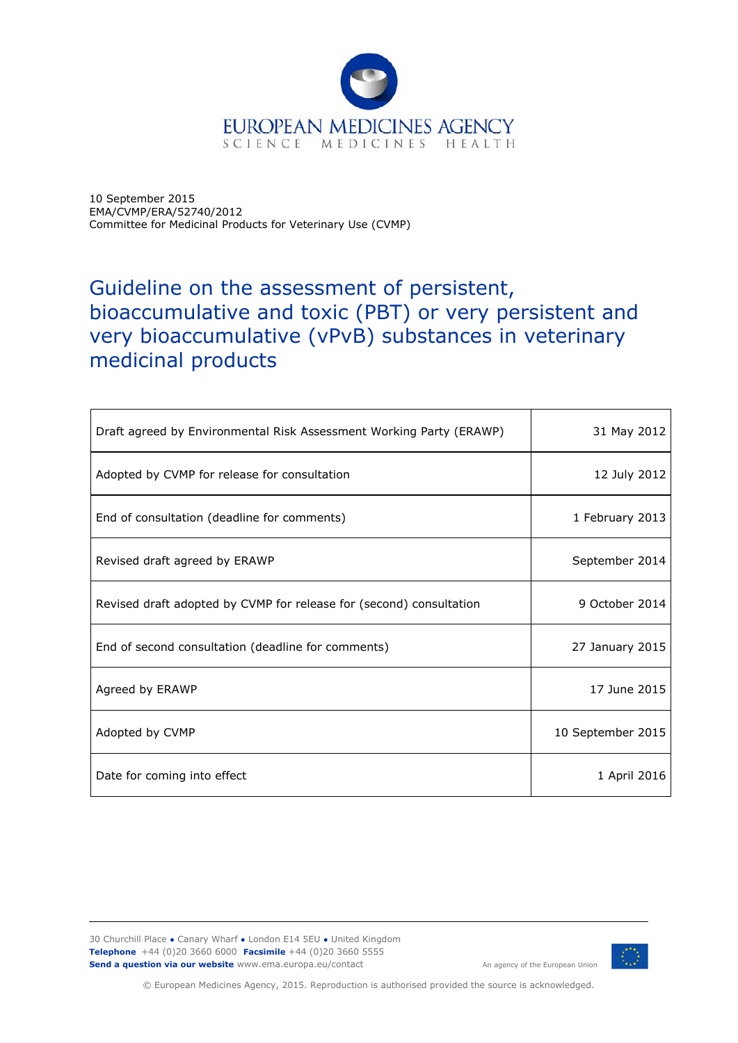EUROPEAN MEDICINES AGENCY
SCIENCE MEDICINES HEALTH

10 September 2015
EMA/CVMP/ERA/52740/2012
Committee for Medicinal Products for Veterinary Use (CVMP)

# Guideline on the assessment of persistent, bioaccumulative and toxic (PBT) or very persistent and very bioaccumulative (vPvB) substances in veterinary medicinal products

| | |
|---|---|
| Draft agreed by Environmental Risk Assessment Working Party (ERAWP) | 31 May 2012 |
| Adopted by CVMP for release for consultation | 12 July 2012 |
| End of consultation (deadline for comments) | 1 February 2013 |
| Revised draft agreed by ERAWP | September 2014 |
| Revised draft adopted by CVMP for release for (second) consultation | 9 October 2014 |
| End of second consultation (deadline for comments) | 27 January 2015 |
| Agreed by ERAWP | 17 June 2015 |
| Adopted by CVMP | 10 September 2015 |
| Date for coming into effect | 1 April 2016 |

30 Churchill Place ● Canary Wharf ● London E14 5EU ● United Kingdom
**Telephone** +44 (0)20 3660 6000 **Facsimile** +44 (0)20 3660 5555
**Send a question via our website** www.ema.europa.eu/contact

An agency of the European Union

© European Medicines Agency, 2015. Reproduction is authorised provided the source is acknowledged.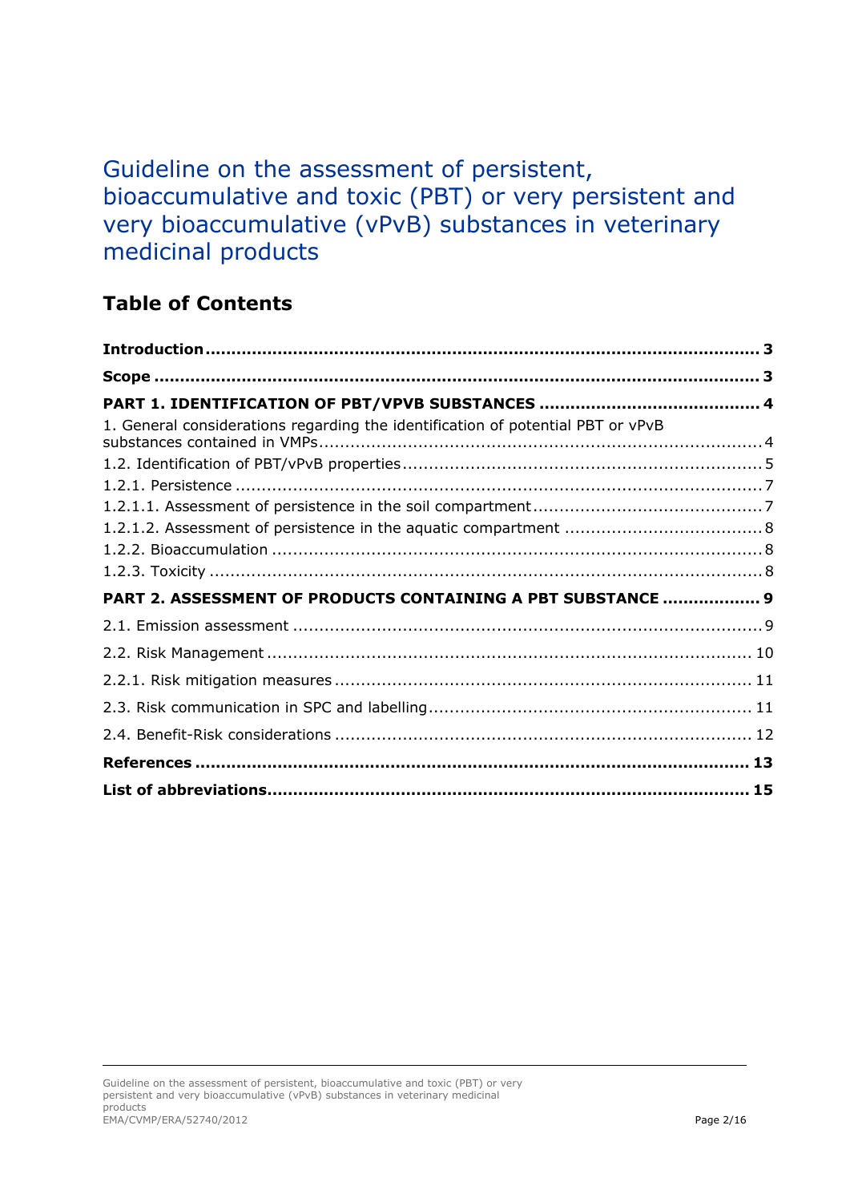# Guideline on the assessment of persistent, bioaccumulative and toxic (PBT) or very persistent and very bioaccumulative (vPvB) substances in veterinary medicinal products

## Table of Contents

**Introduction** ........................................................................................................ **3**

**Scope** .................................................................................................................. **3**

**PART 1. IDENTIFICATION OF PBT/VPVB SUBSTANCES** ........................................ **4**

1. General considerations regarding the identification of potential PBT or vPvB substances contained in VMPs ........................................................................................ 4

1.2. Identification of PBT/vPvB properties ................................................................... 5

1.2.1. Persistence ....................................................................................................... 7

1.2.1.1. Assessment of persistence in the soil compartment ........................................... 7

1.2.1.2. Assessment of persistence in the aquatic compartment ..................................... 8

1.2.2. Bioaccumulation ................................................................................................ 8

1.2.3. Toxicity ............................................................................................................ 8

**PART 2. ASSESSMENT OF PRODUCTS CONTAINING A PBT SUBSTANCE** .................. **9**

2.1. Emission assessment ........................................................................................... 9

2.2. Risk Management ................................................................................................ 10

2.2.1. Risk mitigation measures ................................................................................... 11

2.3. Risk communication in SPC and labelling .............................................................. 11

2.4. Benefit-Risk considerations .................................................................................. 12

**References** ........................................................................................................... **13**

**List of abbreviations** ............................................................................................ **15**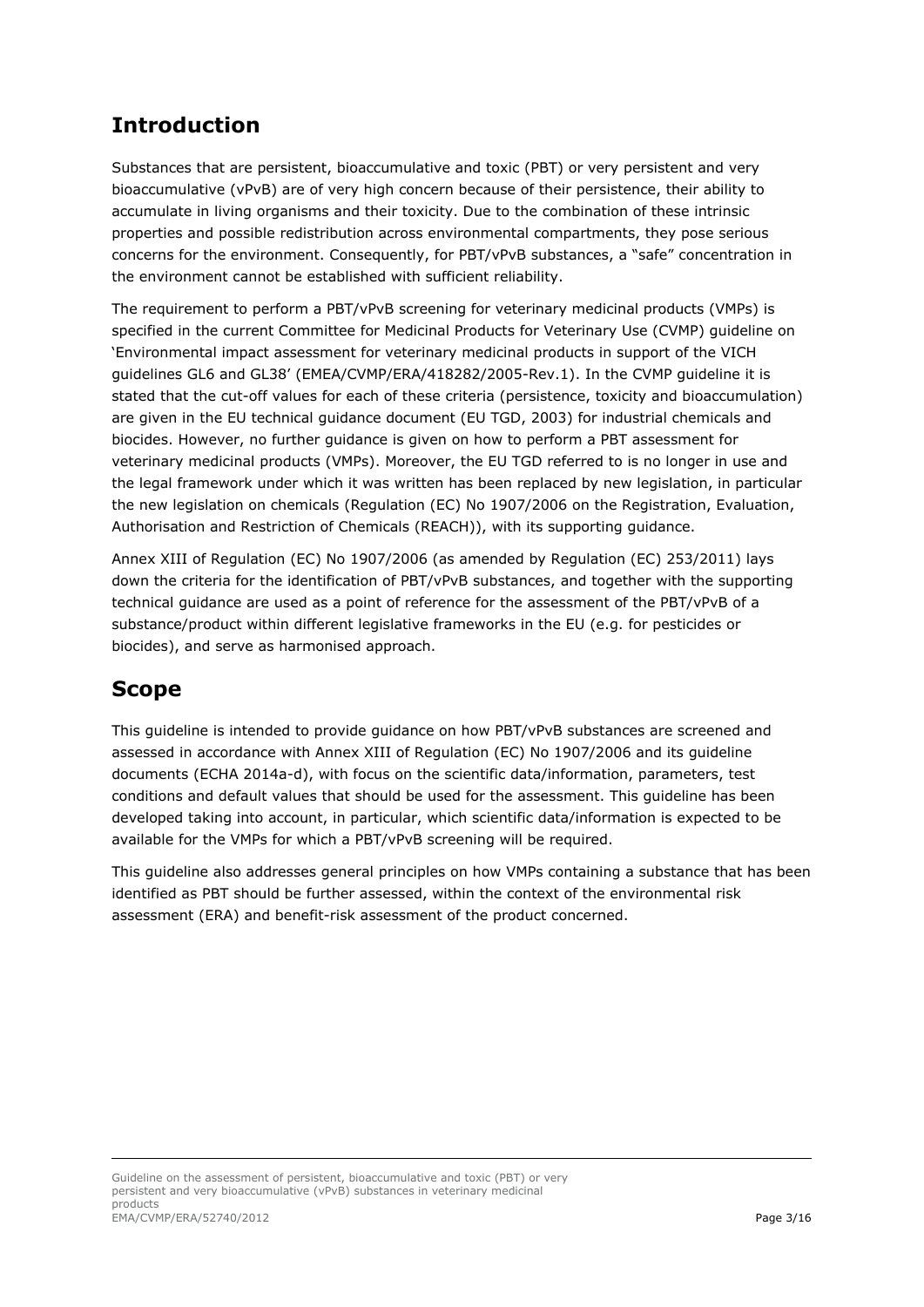## Introduction

Substances that are persistent, bioaccumulative and toxic (PBT) or very persistent and very bioaccumulative (vPvB) are of very high concern because of their persistence, their ability to accumulate in living organisms and their toxicity. Due to the combination of these intrinsic properties and possible redistribution across environmental compartments, they pose serious concerns for the environment. Consequently, for PBT/vPvB substances, a "safe" concentration in the environment cannot be established with sufficient reliability.

The requirement to perform a PBT/vPvB screening for veterinary medicinal products (VMPs) is specified in the current Committee for Medicinal Products for Veterinary Use (CVMP) guideline on 'Environmental impact assessment for veterinary medicinal products in support of the VICH guidelines GL6 and GL38' (EMEA/CVMP/ERA/418282/2005-Rev.1). In the CVMP guideline it is stated that the cut-off values for each of these criteria (persistence, toxicity and bioaccumulation) are given in the EU technical guidance document (EU TGD, 2003) for industrial chemicals and biocides. However, no further guidance is given on how to perform a PBT assessment for veterinary medicinal products (VMPs). Moreover, the EU TGD referred to is no longer in use and the legal framework under which it was written has been replaced by new legislation, in particular the new legislation on chemicals (Regulation (EC) No 1907/2006 on the Registration, Evaluation, Authorisation and Restriction of Chemicals (REACH)), with its supporting guidance.

Annex XIII of Regulation (EC) No 1907/2006 (as amended by Regulation (EC) 253/2011) lays down the criteria for the identification of PBT/vPvB substances, and together with the supporting technical guidance are used as a point of reference for the assessment of the PBT/vPvB of a substance/product within different legislative frameworks in the EU (e.g. for pesticides or biocides), and serve as harmonised approach.

## Scope

This guideline is intended to provide guidance on how PBT/vPvB substances are screened and assessed in accordance with Annex XIII of Regulation (EC) No 1907/2006 and its guideline documents (ECHA 2014a-d), with focus on the scientific data/information, parameters, test conditions and default values that should be used for the assessment. This guideline has been developed taking into account, in particular, which scientific data/information is expected to be available for the VMPs for which a PBT/vPvB screening will be required.

This guideline also addresses general principles on how VMPs containing a substance that has been identified as PBT should be further assessed, within the context of the environmental risk assessment (ERA) and benefit-risk assessment of the product concerned.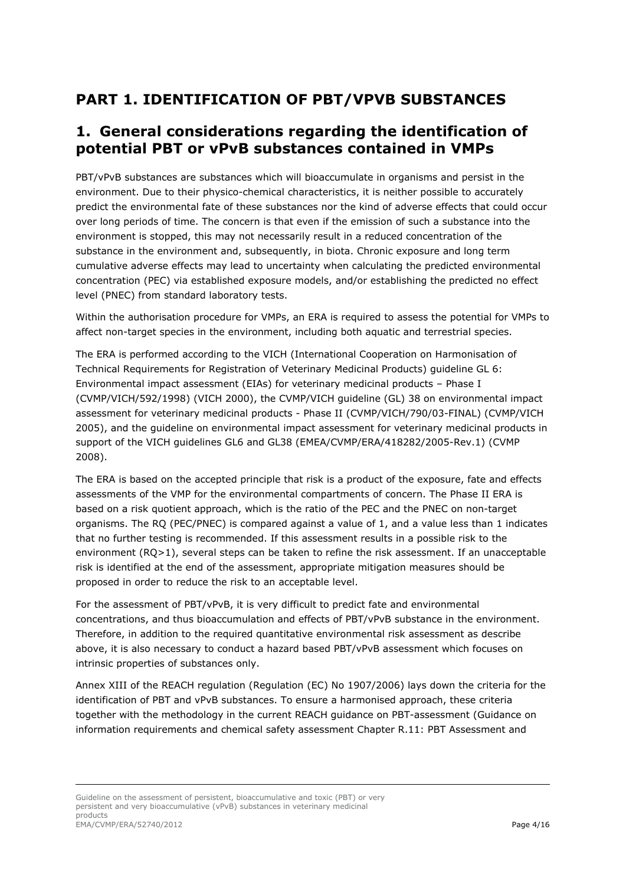# PART 1. IDENTIFICATION OF PBT/VPVB SUBSTANCES

## 1. General considerations regarding the identification of potential PBT or vPvB substances contained in VMPs

PBT/vPvB substances are substances which will bioaccumulate in organisms and persist in the environment. Due to their physico-chemical characteristics, it is neither possible to accurately predict the environmental fate of these substances nor the kind of adverse effects that could occur over long periods of time. The concern is that even if the emission of such a substance into the environment is stopped, this may not necessarily result in a reduced concentration of the substance in the environment and, subsequently, in biota. Chronic exposure and long term cumulative adverse effects may lead to uncertainty when calculating the predicted environmental concentration (PEC) via established exposure models, and/or establishing the predicted no effect level (PNEC) from standard laboratory tests.

Within the authorisation procedure for VMPs, an ERA is required to assess the potential for VMPs to affect non-target species in the environment, including both aquatic and terrestrial species.

The ERA is performed according to the VICH (International Cooperation on Harmonisation of Technical Requirements for Registration of Veterinary Medicinal Products) guideline GL 6: Environmental impact assessment (EIAs) for veterinary medicinal products – Phase I (CVMP/VICH/592/1998) (VICH 2000), the CVMP/VICH guideline (GL) 38 on environmental impact assessment for veterinary medicinal products - Phase II (CVMP/VICH/790/03-FINAL) (CVMP/VICH 2005), and the guideline on environmental impact assessment for veterinary medicinal products in support of the VICH guidelines GL6 and GL38 (EMEA/CVMP/ERA/418282/2005-Rev.1) (CVMP 2008).

The ERA is based on the accepted principle that risk is a product of the exposure, fate and effects assessments of the VMP for the environmental compartments of concern. The Phase II ERA is based on a risk quotient approach, which is the ratio of the PEC and the PNEC on non-target organisms. The RQ (PEC/PNEC) is compared against a value of 1, and a value less than 1 indicates that no further testing is recommended. If this assessment results in a possible risk to the environment (RQ>1), several steps can be taken to refine the risk assessment. If an unacceptable risk is identified at the end of the assessment, appropriate mitigation measures should be proposed in order to reduce the risk to an acceptable level.

For the assessment of PBT/vPvB, it is very difficult to predict fate and environmental concentrations, and thus bioaccumulation and effects of PBT/vPvB substance in the environment. Therefore, in addition to the required quantitative environmental risk assessment as describe above, it is also necessary to conduct a hazard based PBT/vPvB assessment which focuses on intrinsic properties of substances only.

Annex XIII of the REACH regulation (Regulation (EC) No 1907/2006) lays down the criteria for the identification of PBT and vPvB substances. To ensure a harmonised approach, these criteria together with the methodology in the current REACH guidance on PBT-assessment (Guidance on information requirements and chemical safety assessment Chapter R.11: PBT Assessment and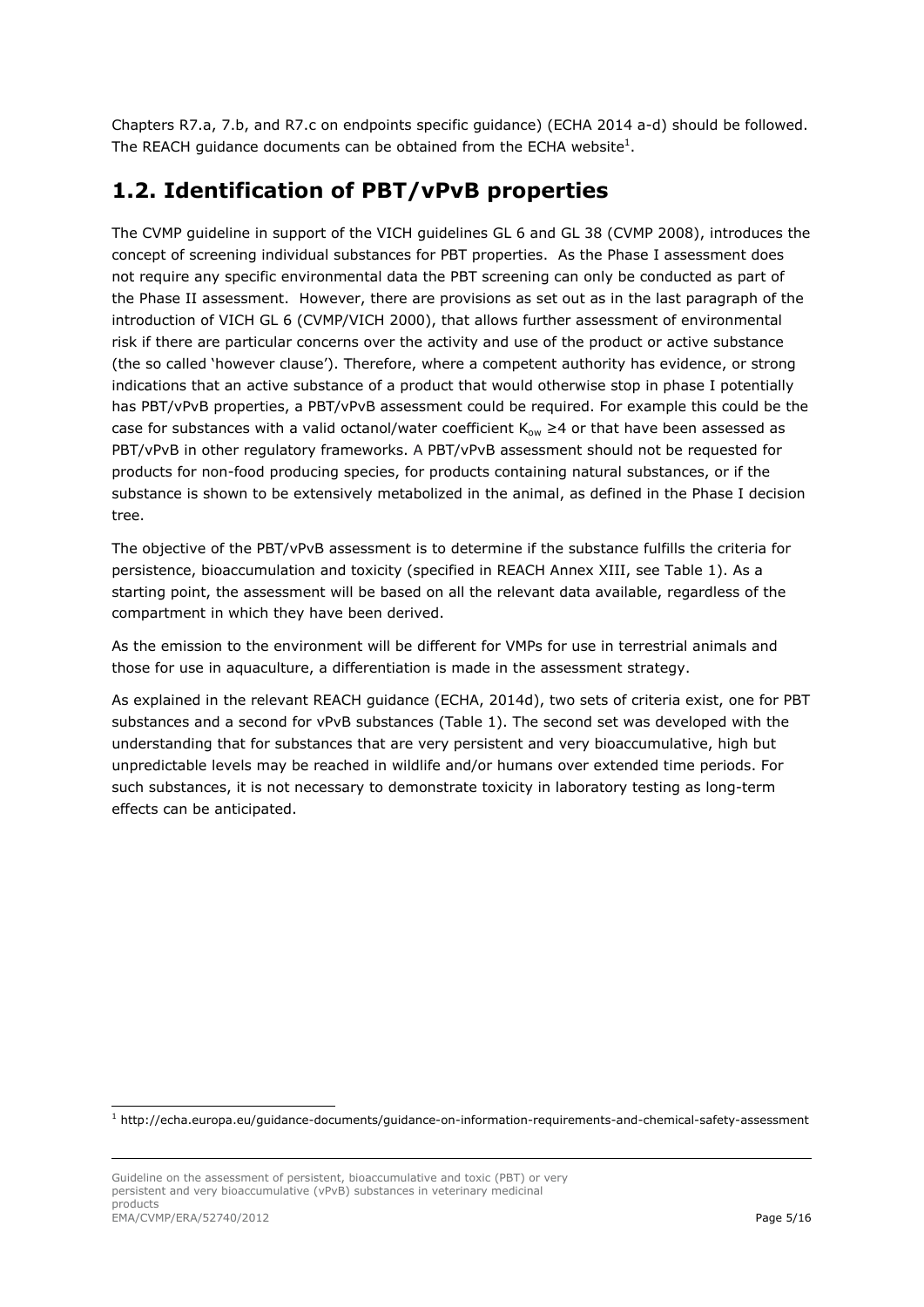Chapters R7.a, 7.b, and R7.c on endpoints specific guidance) (ECHA 2014 a-d) should be followed. The REACH guidance documents can be obtained from the ECHA website[1].

## 1.2. Identification of PBT/vPvB properties

The CVMP guideline in support of the VICH guidelines GL 6 and GL 38 (CVMP 2008), introduces the concept of screening individual substances for PBT properties. As the Phase I assessment does not require any specific environmental data the PBT screening can only be conducted as part of the Phase II assessment. However, there are provisions as set out as in the last paragraph of the introduction of VICH GL 6 (CVMP/VICH 2000), that allows further assessment of environmental risk if there are particular concerns over the activity and use of the product or active substance (the so called 'however clause'). Therefore, where a competent authority has evidence, or strong indications that an active substance of a product that would otherwise stop in phase I potentially has PBT/vPvB properties, a PBT/vPvB assessment could be required. For example this could be the case for substances with a valid octanol/water coefficient $K_{ow}$ ≥4 or that have been assessed as PBT/vPvB in other regulatory frameworks. A PBT/vPvB assessment should not be requested for products for non-food producing species, for products containing natural substances, or if the substance is shown to be extensively metabolized in the animal, as defined in the Phase I decision tree.

The objective of the PBT/vPvB assessment is to determine if the substance fulfills the criteria for persistence, bioaccumulation and toxicity (specified in REACH Annex XIII, see Table 1). As a starting point, the assessment will be based on all the relevant data available, regardless of the compartment in which they have been derived.

As the emission to the environment will be different for VMPs for use in terrestrial animals and those for use in aquaculture, a differentiation is made in the assessment strategy.

As explained in the relevant REACH guidance (ECHA, 2014d), two sets of criteria exist, one for PBT substances and a second for vPvB substances (Table 1). The second set was developed with the understanding that for substances that are very persistent and very bioaccumulative, high but unpredictable levels may be reached in wildlife and/or humans over extended time periods. For such substances, it is not necessary to demonstrate toxicity in laboratory testing as long-term effects can be anticipated.

[1] http://echa.europa.eu/guidance-documents/guidance-on-information-requirements-and-chemical-safety-assessment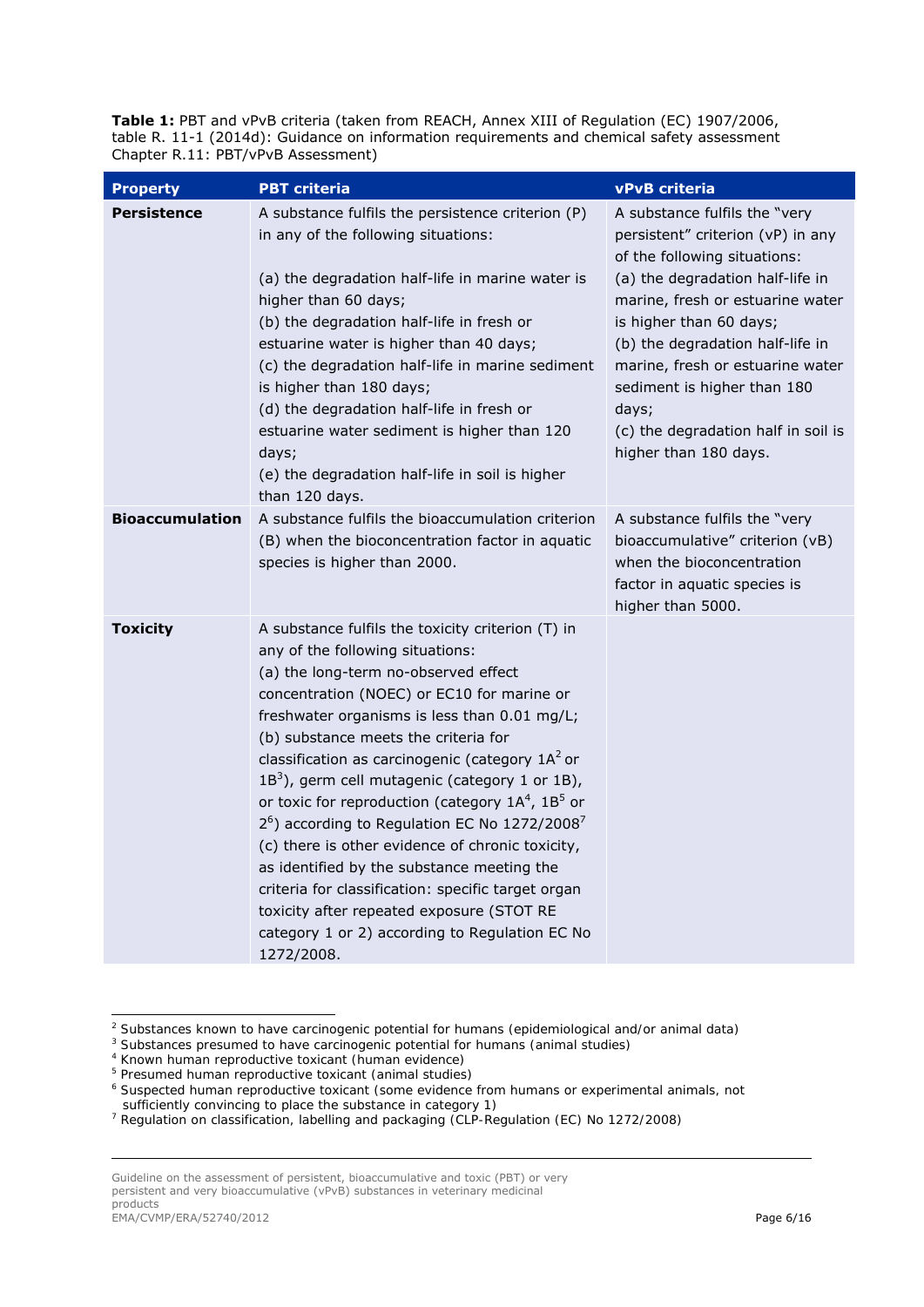**Table 1:** PBT and vPvB criteria (taken from REACH, Annex XIII of Regulation (EC) 1907/2006, table R. 11-1 (2014d): Guidance on information requirements and chemical safety assessment Chapter R.11: PBT/vPvB Assessment)

| Property | PBT criteria | vPvB criteria |
|---|---|---|
| **Persistence** | A substance fulfils the persistence criterion (P) in any of the following situations:<br><br>(a) the degradation half-life in marine water is higher than 60 days;<br>(b) the degradation half-life in fresh or estuarine water is higher than 40 days;<br>(c) the degradation half-life in marine sediment is higher than 180 days;<br>(d) the degradation half-life in fresh or estuarine water sediment is higher than 120 days;<br>(e) the degradation half-life in soil is higher than 120 days. | A substance fulfils the "very persistent" criterion (vP) in any of the following situations:<br>(a) the degradation half-life in marine, fresh or estuarine water is higher than 60 days;<br>(b) the degradation half-life in marine, fresh or estuarine water sediment is higher than 180 days;<br>(c) the degradation half in soil is higher than 180 days. |
| **Bioaccumulation** | A substance fulfils the bioaccumulation criterion (B) when the bioconcentration factor in aquatic species is higher than 2000. | A substance fulfils the "very bioaccumulative" criterion (vB) when the bioconcentration factor in aquatic species is higher than 5000. |
| **Toxicity** | A substance fulfils the toxicity criterion (T) in any of the following situations:<br>(a) the long-term no-observed effect concentration (NOEC) or EC10 for marine or freshwater organisms is less than 0.01 mg/L;<br>(b) substance meets the criteria for classification as carcinogenic (category 1A[2] or 1B[3]), germ cell mutagenic (category 1 or 1B), or toxic for reproduction (category 1A[4], 1B[5] or 2[6]) according to Regulation EC No 1272/2008[7]<br>(c) there is other evidence of chronic toxicity, as identified by the substance meeting the criteria for classification: specific target organ toxicity after repeated exposure (STOT RE category 1 or 2) according to Regulation EC No 1272/2008. | |

[2] Substances known to have carcinogenic potential for humans (epidemiological and/or animal data)

[3] Substances presumed to have carcinogenic potential for humans (animal studies)

[4] Known human reproductive toxicant (human evidence)

[5] Presumed human reproductive toxicant (animal studies)

[6] Suspected human reproductive toxicant (some evidence from humans or experimental animals, not sufficiently convincing to place the substance in category 1)

[7] Regulation on classification, labelling and packaging (CLP-Regulation (EC) No 1272/2008)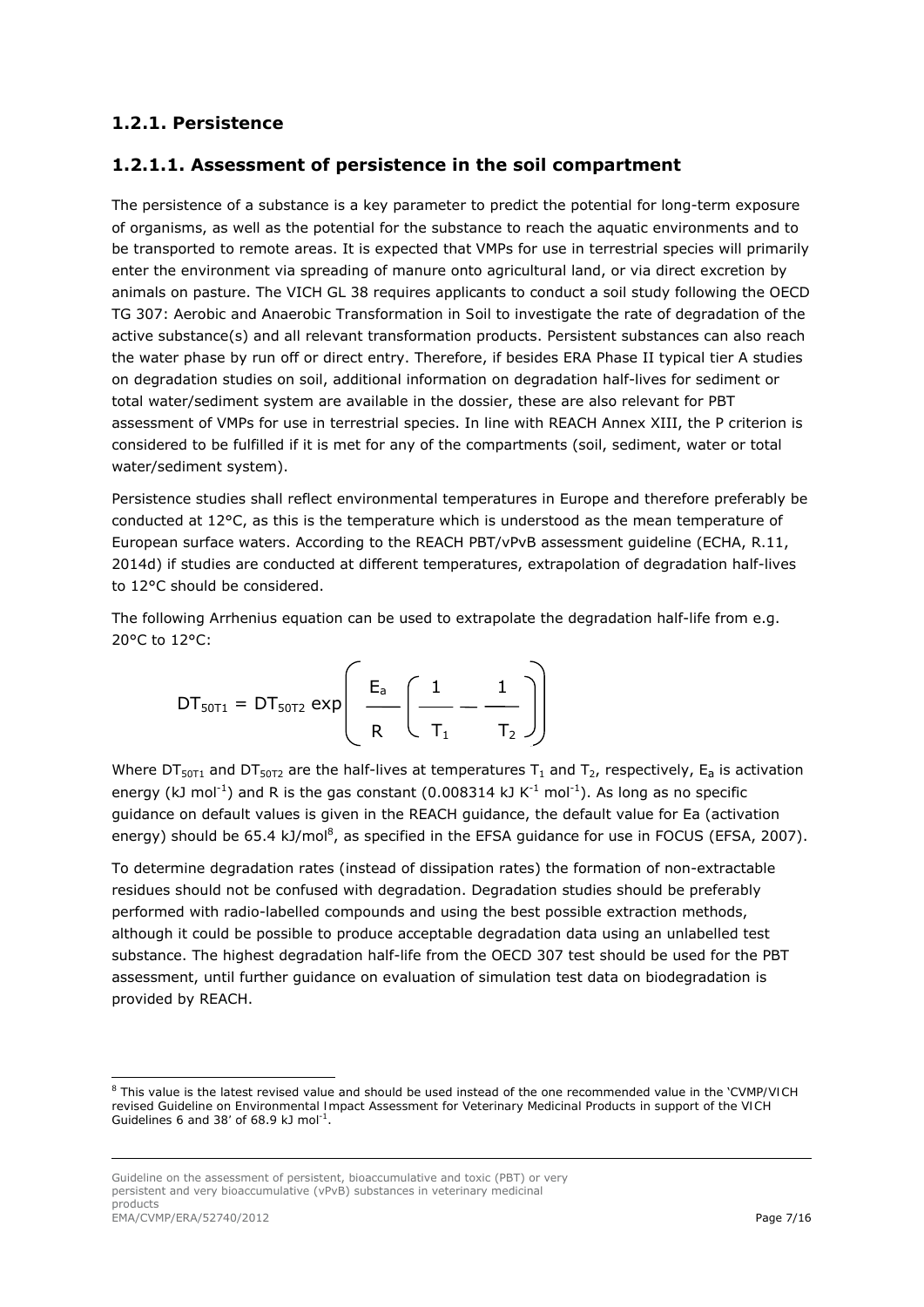## 1.2.1. Persistence

### 1.2.1.1. Assessment of persistence in the soil compartment

The persistence of a substance is a key parameter to predict the potential for long-term exposure of organisms, as well as the potential for the substance to reach the aquatic environments and to be transported to remote areas. It is expected that VMPs for use in terrestrial species will primarily enter the environment via spreading of manure onto agricultural land, or via direct excretion by animals on pasture. The VICH GL 38 requires applicants to conduct a soil study following the OECD TG 307: Aerobic and Anaerobic Transformation in Soil to investigate the rate of degradation of the active substance(s) and all relevant transformation products. Persistent substances can also reach the water phase by run off or direct entry. Therefore, if besides ERA Phase II typical tier A studies on degradation studies on soil, additional information on degradation half-lives for sediment or total water/sediment system are available in the dossier, these are also relevant for PBT assessment of VMPs for use in terrestrial species. In line with REACH Annex XIII, the P criterion is considered to be fulfilled if it is met for any of the compartments (soil, sediment, water or total water/sediment system).

Persistence studies shall reflect environmental temperatures in Europe and therefore preferably be conducted at 12°C, as this is the temperature which is understood as the mean temperature of European surface waters. According to the REACH PBT/vPvB assessment guideline (ECHA, R.11, 2014d) if studies are conducted at different temperatures, extrapolation of degradation half-lives to 12°C should be considered.

The following Arrhenius equation can be used to extrapolate the degradation half-life from e.g. 20°C to 12°C:

$$DT_{50T1} = DT_{50T2} \exp\left( \frac{E_a}{R} \left( \frac{1}{T_1} - \frac{1}{T_2} \right) \right)$$

Where $DT_{50T1}$ and $DT_{50T2}$ are the half-lives at temperatures $T_1$ and $T_2$, respectively, $E_a$ is activation energy (kJ $mol^{-1}$) and R is the gas constant (0.008314 kJ $K^{-1}$ $mol^{-1}$). As long as no specific guidance on default values is given in the REACH guidance, the default value for Ea (activation energy) should be 65.4 kJ/mol[8], as specified in the EFSA guidance for use in FOCUS (EFSA, 2007).

To determine degradation rates (instead of dissipation rates) the formation of non-extractable residues should not be confused with degradation. Degradation studies should be preferably performed with radio-labelled compounds and using the best possible extraction methods, although it could be possible to produce acceptable degradation data using an unlabelled test substance. The highest degradation half-life from the OECD 307 test should be used for the PBT assessment, until further guidance on evaluation of simulation test data on biodegradation is provided by REACH.

---

[8] This value is the latest revised value and should be used instead of the one recommended value in the 'CVMP/VICH revised Guideline on Environmental Impact Assessment for Veterinary Medicinal Products in support of the VICH Guidelines 6 and 38' of 68.9 kJ $mol^{-1}$.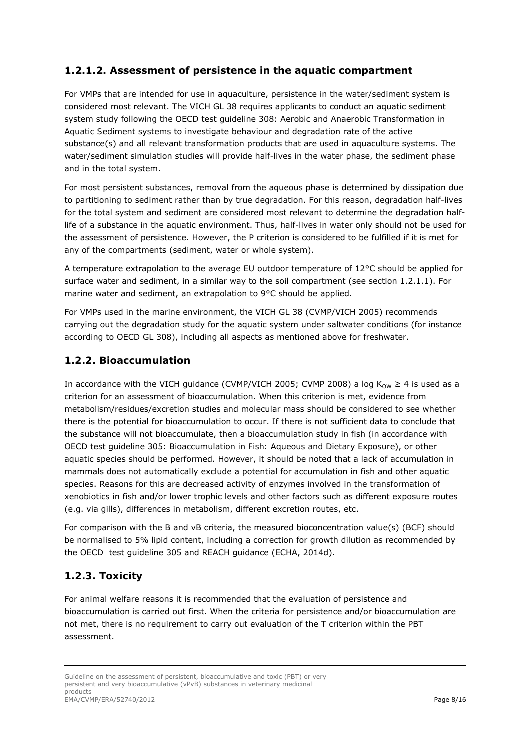### 1.2.1.2. Assessment of persistence in the aquatic compartment

For VMPs that are intended for use in aquaculture, persistence in the water/sediment system is considered most relevant. The VICH GL 38 requires applicants to conduct an aquatic sediment system study following the OECD test guideline 308: Aerobic and Anaerobic Transformation in Aquatic Sediment systems to investigate behaviour and degradation rate of the active substance(s) and all relevant transformation products that are used in aquaculture systems. The water/sediment simulation studies will provide half-lives in the water phase, the sediment phase and in the total system.

For most persistent substances, removal from the aqueous phase is determined by dissipation due to partitioning to sediment rather than by true degradation. For this reason, degradation half-lives for the total system and sediment are considered most relevant to determine the degradation half-life of a substance in the aquatic environment. Thus, half-lives in water only should not be used for the assessment of persistence. However, the P criterion is considered to be fulfilled if it is met for any of the compartments (sediment, water or whole system).

A temperature extrapolation to the average EU outdoor temperature of 12°C should be applied for surface water and sediment, in a similar way to the soil compartment (see section 1.2.1.1). For marine water and sediment, an extrapolation to 9°C should be applied.

For VMPs used in the marine environment, the VICH GL 38 (CVMP/VICH 2005) recommends carrying out the degradation study for the aquatic system under saltwater conditions (for instance according to OECD GL 308), including all aspects as mentioned above for freshwater.

## 1.2.2. Bioaccumulation

In accordance with the VICH guidance (CVMP/VICH 2005; CVMP 2008) a log $K_{OW} \geq 4$ is used as a criterion for an assessment of bioaccumulation. When this criterion is met, evidence from metabolism/residues/excretion studies and molecular mass should be considered to see whether there is the potential for bioaccumulation to occur. If there is not sufficient data to conclude that the substance will not bioaccumulate, then a bioaccumulation study in fish (in accordance with OECD test guideline 305: Bioaccumulation in Fish: Aqueous and Dietary Exposure), or other aquatic species should be performed. However, it should be noted that a lack of accumulation in mammals does not automatically exclude a potential for accumulation in fish and other aquatic species. Reasons for this are decreased activity of enzymes involved in the transformation of xenobiotics in fish and/or lower trophic levels and other factors such as different exposure routes (e.g. via gills), differences in metabolism, different excretion routes, etc.

For comparison with the B and vB criteria, the measured bioconcentration value(s) (BCF) should be normalised to 5% lipid content, including a correction for growth dilution as recommended by the OECD test guideline 305 and REACH guidance (ECHA, 2014d).

## 1.2.3. Toxicity

For animal welfare reasons it is recommended that the evaluation of persistence and bioaccumulation is carried out first. When the criteria for persistence and/or bioaccumulation are not met, there is no requirement to carry out evaluation of the T criterion within the PBT assessment.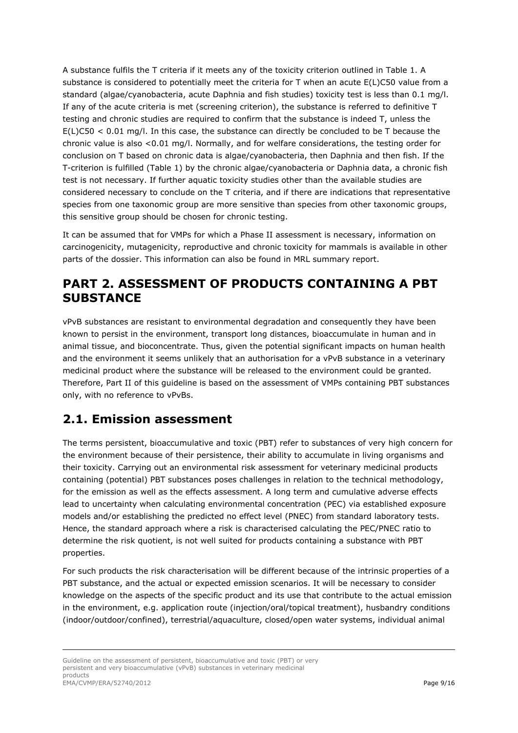A substance fulfils the T criteria if it meets any of the toxicity criterion outlined in Table 1. A substance is considered to potentially meet the criteria for T when an acute E(L)C50 value from a standard (algae/cyanobacteria, acute Daphnia and fish studies) toxicity test is less than 0.1 mg/l. If any of the acute criteria is met (screening criterion), the substance is referred to definitive T testing and chronic studies are required to confirm that the substance is indeed T, unless the E(L)C50 < 0.01 mg/l. In this case, the substance can directly be concluded to be T because the chronic value is also <0.01 mg/l. Normally, and for welfare considerations, the testing order for conclusion on T based on chronic data is algae/cyanobacteria, then Daphnia and then fish. If the T-criterion is fulfilled (Table 1) by the chronic algae/cyanobacteria or Daphnia data, a chronic fish test is not necessary. If further aquatic toxicity studies other than the available studies are considered necessary to conclude on the T criteria, and if there are indications that representative species from one taxonomic group are more sensitive than species from other taxonomic groups, this sensitive group should be chosen for chronic testing.

It can be assumed that for VMPs for which a Phase II assessment is necessary, information on carcinogenicity, mutagenicity, reproductive and chronic toxicity for mammals is available in other parts of the dossier. This information can also be found in MRL summary report.

# PART 2. ASSESSMENT OF PRODUCTS CONTAINING A PBT SUBSTANCE

vPvB substances are resistant to environmental degradation and consequently they have been known to persist in the environment, transport long distances, bioaccumulate in human and in animal tissue, and bioconcentrate. Thus, given the potential significant impacts on human health and the environment it seems unlikely that an authorisation for a vPvB substance in a veterinary medicinal product where the substance will be released to the environment could be granted. Therefore, Part II of this guideline is based on the assessment of VMPs containing PBT substances only, with no reference to vPvBs.

## 2.1. Emission assessment

The terms persistent, bioaccumulative and toxic (PBT) refer to substances of very high concern for the environment because of their persistence, their ability to accumulate in living organisms and their toxicity. Carrying out an environmental risk assessment for veterinary medicinal products containing (potential) PBT substances poses challenges in relation to the technical methodology, for the emission as well as the effects assessment. A long term and cumulative adverse effects lead to uncertainty when calculating environmental concentration (PEC) via established exposure models and/or establishing the predicted no effect level (PNEC) from standard laboratory tests. Hence, the standard approach where a risk is characterised calculating the PEC/PNEC ratio to determine the risk quotient, is not well suited for products containing a substance with PBT properties.

For such products the risk characterisation will be different because of the intrinsic properties of a PBT substance, and the actual or expected emission scenarios. It will be necessary to consider knowledge on the aspects of the specific product and its use that contribute to the actual emission in the environment, e.g. application route (injection/oral/topical treatment), husbandry conditions (indoor/outdoor/confined), terrestrial/aquaculture, closed/open water systems, individual animal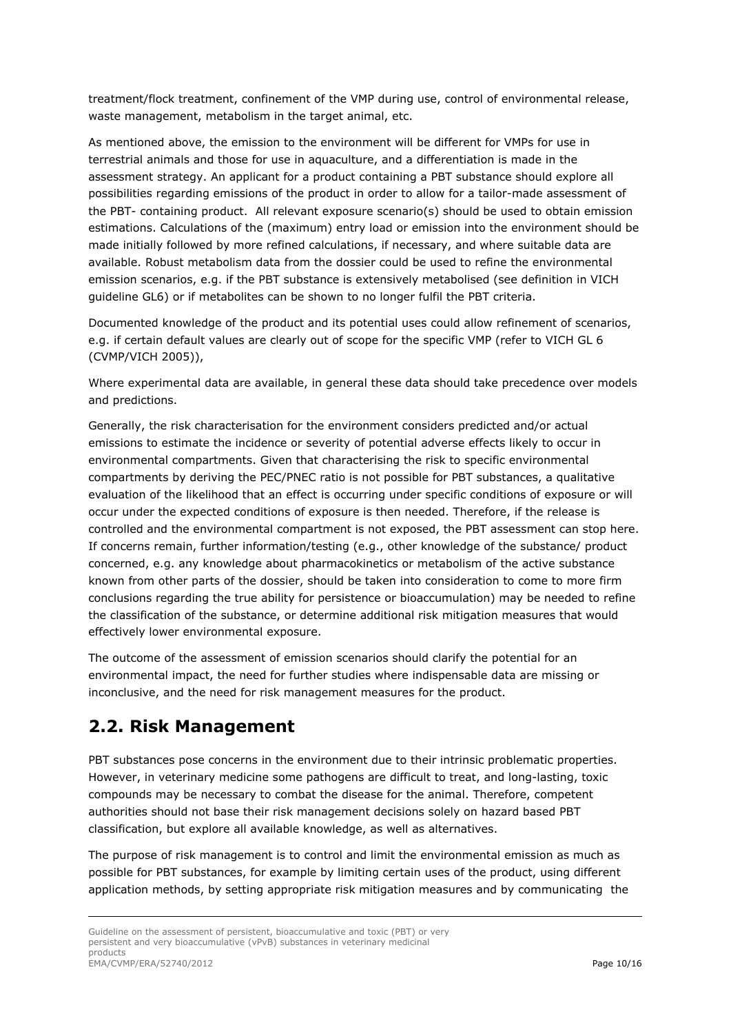treatment/flock treatment, confinement of the VMP during use, control of environmental release, waste management, metabolism in the target animal, etc.

As mentioned above, the emission to the environment will be different for VMPs for use in terrestrial animals and those for use in aquaculture, and a differentiation is made in the assessment strategy. An applicant for a product containing a PBT substance should explore all possibilities regarding emissions of the product in order to allow for a tailor-made assessment of the PBT- containing product. All relevant exposure scenario(s) should be used to obtain emission estimations. Calculations of the (maximum) entry load or emission into the environment should be made initially followed by more refined calculations, if necessary, and where suitable data are available. Robust metabolism data from the dossier could be used to refine the environmental emission scenarios, e.g. if the PBT substance is extensively metabolised (see definition in VICH guideline GL6) or if metabolites can be shown to no longer fulfil the PBT criteria.

Documented knowledge of the product and its potential uses could allow refinement of scenarios, e.g. if certain default values are clearly out of scope for the specific VMP (refer to VICH GL 6 (CVMP/VICH 2005)),

Where experimental data are available, in general these data should take precedence over models and predictions.

Generally, the risk characterisation for the environment considers predicted and/or actual emissions to estimate the incidence or severity of potential adverse effects likely to occur in environmental compartments. Given that characterising the risk to specific environmental compartments by deriving the PEC/PNEC ratio is not possible for PBT substances, a qualitative evaluation of the likelihood that an effect is occurring under specific conditions of exposure or will occur under the expected conditions of exposure is then needed. Therefore, if the release is controlled and the environmental compartment is not exposed, the PBT assessment can stop here. If concerns remain, further information/testing (e.g., other knowledge of the substance/ product concerned, e.g. any knowledge about pharmacokinetics or metabolism of the active substance known from other parts of the dossier, should be taken into consideration to come to more firm conclusions regarding the true ability for persistence or bioaccumulation) may be needed to refine the classification of the substance, or determine additional risk mitigation measures that would effectively lower environmental exposure.

The outcome of the assessment of emission scenarios should clarify the potential for an environmental impact, the need for further studies where indispensable data are missing or inconclusive, and the need for risk management measures for the product.

## 2.2. Risk Management

PBT substances pose concerns in the environment due to their intrinsic problematic properties. However, in veterinary medicine some pathogens are difficult to treat, and long-lasting, toxic compounds may be necessary to combat the disease for the animal. Therefore, competent authorities should not base their risk management decisions solely on hazard based PBT classification, but explore all available knowledge, as well as alternatives.

The purpose of risk management is to control and limit the environmental emission as much as possible for PBT substances, for example by limiting certain uses of the product, using different application methods, by setting appropriate risk mitigation measures and by communicating the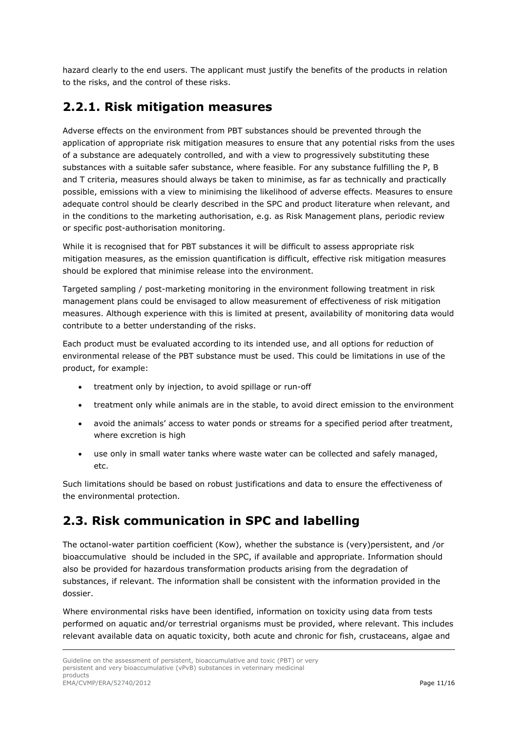hazard clearly to the end users. The applicant must justify the benefits of the products in relation to the risks, and the control of these risks.

## 2.2.1. Risk mitigation measures

Adverse effects on the environment from PBT substances should be prevented through the application of appropriate risk mitigation measures to ensure that any potential risks from the uses of a substance are adequately controlled, and with a view to progressively substituting these substances with a suitable safer substance, where feasible. For any substance fulfilling the P, B and T criteria, measures should always be taken to minimise, as far as technically and practically possible, emissions with a view to minimising the likelihood of adverse effects. Measures to ensure adequate control should be clearly described in the SPC and product literature when relevant, and in the conditions to the marketing authorisation, e.g. as Risk Management plans, periodic review or specific post-authorisation monitoring.

While it is recognised that for PBT substances it will be difficult to assess appropriate risk mitigation measures, as the emission quantification is difficult, effective risk mitigation measures should be explored that minimise release into the environment.

Targeted sampling / post-marketing monitoring in the environment following treatment in risk management plans could be envisaged to allow measurement of effectiveness of risk mitigation measures. Although experience with this is limited at present, availability of monitoring data would contribute to a better understanding of the risks.

Each product must be evaluated according to its intended use, and all options for reduction of environmental release of the PBT substance must be used. This could be limitations in use of the product, for example:

- treatment only by injection, to avoid spillage or run-off
- treatment only while animals are in the stable, to avoid direct emission to the environment
- avoid the animals' access to water ponds or streams for a specified period after treatment, where excretion is high
- use only in small water tanks where waste water can be collected and safely managed, etc.

Such limitations should be based on robust justifications and data to ensure the effectiveness of the environmental protection.

## 2.3. Risk communication in SPC and labelling

The octanol-water partition coefficient (Kow), whether the substance is (very)persistent, and /or bioaccumulative should be included in the SPC, if available and appropriate. Information should also be provided for hazardous transformation products arising from the degradation of substances, if relevant. The information shall be consistent with the information provided in the dossier.

Where environmental risks have been identified, information on toxicity using data from tests performed on aquatic and/or terrestrial organisms must be provided, where relevant. This includes relevant available data on aquatic toxicity, both acute and chronic for fish, crustaceans, algae and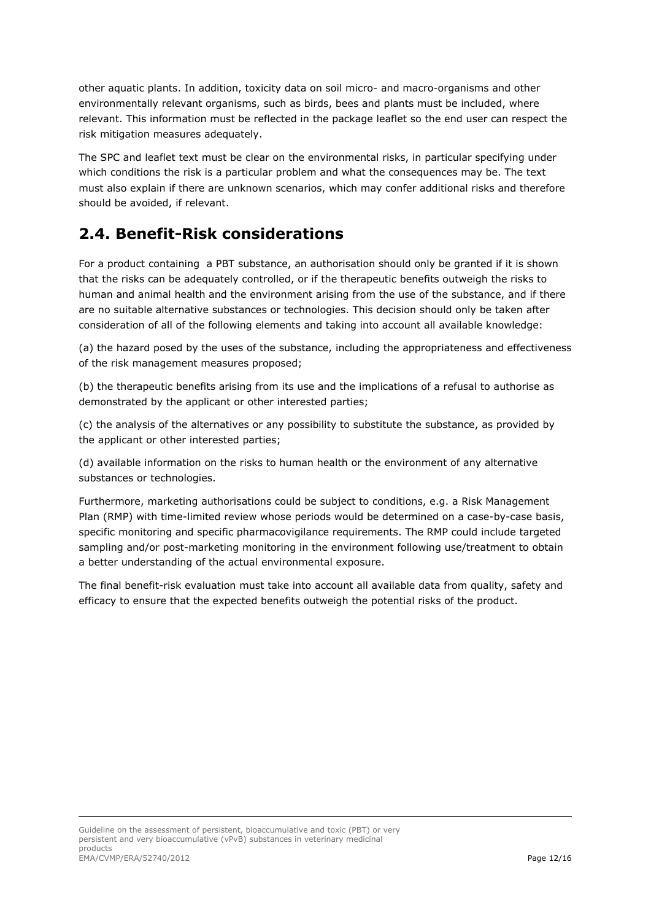other aquatic plants. In addition, toxicity data on soil micro- and macro-organisms and other environmentally relevant organisms, such as birds, bees and plants must be included, where relevant. This information must be reflected in the package leaflet so the end user can respect the risk mitigation measures adequately.

The SPC and leaflet text must be clear on the environmental risks, in particular specifying under which conditions the risk is a particular problem and what the consequences may be. The text must also explain if there are unknown scenarios, which may confer additional risks and therefore should be avoided, if relevant.

## 2.4. Benefit-Risk considerations

For a product containing a PBT substance, an authorisation should only be granted if it is shown that the risks can be adequately controlled, or if the therapeutic benefits outweigh the risks to human and animal health and the environment arising from the use of the substance, and if there are no suitable alternative substances or technologies. This decision should only be taken after consideration of all of the following elements and taking into account all available knowledge:

(a) the hazard posed by the uses of the substance, including the appropriateness and effectiveness of the risk management measures proposed;

(b) the therapeutic benefits arising from its use and the implications of a refusal to authorise as demonstrated by the applicant or other interested parties;

(c) the analysis of the alternatives or any possibility to substitute the substance, as provided by the applicant or other interested parties;

(d) available information on the risks to human health or the environment of any alternative substances or technologies.

Furthermore, marketing authorisations could be subject to conditions, e.g. a Risk Management Plan (RMP) with time-limited review whose periods would be determined on a case-by-case basis, specific monitoring and specific pharmacovigilance requirements. The RMP could include targeted sampling and/or post-marketing monitoring in the environment following use/treatment to obtain a better understanding of the actual environmental exposure.

The final benefit-risk evaluation must take into account all available data from quality, safety and efficacy to ensure that the expected benefits outweigh the potential risks of the product.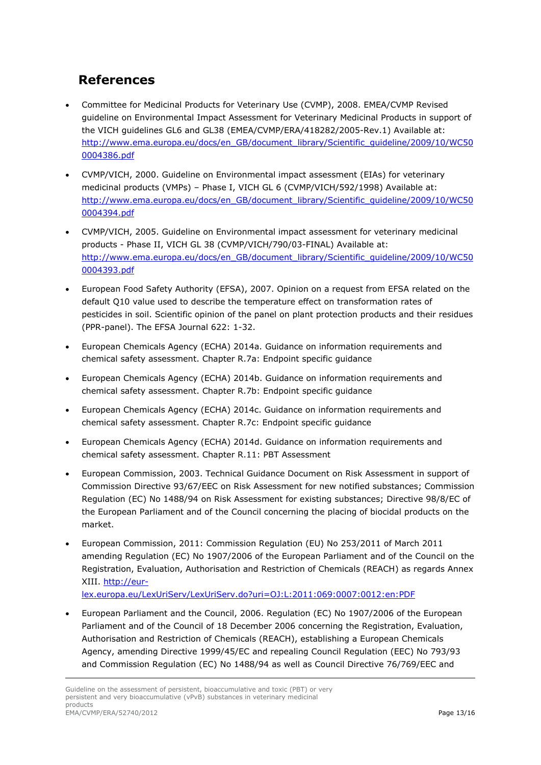## References

- Committee for Medicinal Products for Veterinary Use (CVMP), 2008. EMEA/CVMP Revised guideline on Environmental Impact Assessment for Veterinary Medicinal Products in support of the VICH guidelines GL6 and GL38 (EMEA/CVMP/ERA/418282/2005-Rev.1) Available at: http://www.ema.europa.eu/docs/en_GB/document_library/Scientific_guideline/2009/10/WC500004386.pdf

- CVMP/VICH, 2000. Guideline on Environmental impact assessment (EIAs) for veterinary medicinal products (VMPs) – Phase I, VICH GL 6 (CVMP/VICH/592/1998) Available at: http://www.ema.europa.eu/docs/en_GB/document_library/Scientific_guideline/2009/10/WC500004394.pdf

- CVMP/VICH, 2005. Guideline on Environmental impact assessment for veterinary medicinal products - Phase II, VICH GL 38 (CVMP/VICH/790/03-FINAL) Available at: http://www.ema.europa.eu/docs/en_GB/document_library/Scientific_guideline/2009/10/WC500004393.pdf

- European Food Safety Authority (EFSA), 2007. Opinion on a request from EFSA related on the default Q10 value used to describe the temperature effect on transformation rates of pesticides in soil. Scientific opinion of the panel on plant protection products and their residues (PPR-panel). The EFSA Journal 622: 1-32.

- European Chemicals Agency (ECHA) 2014a. Guidance on information requirements and chemical safety assessment. Chapter R.7a: Endpoint specific guidance

- European Chemicals Agency (ECHA) 2014b. Guidance on information requirements and chemical safety assessment. Chapter R.7b: Endpoint specific guidance

- European Chemicals Agency (ECHA) 2014c. Guidance on information requirements and chemical safety assessment. Chapter R.7c: Endpoint specific guidance

- European Chemicals Agency (ECHA) 2014d. Guidance on information requirements and chemical safety assessment. Chapter R.11: PBT Assessment

- European Commission, 2003. Technical Guidance Document on Risk Assessment in support of Commission Directive 93/67/EEC on Risk Assessment for new notified substances; Commission Regulation (EC) No 1488/94 on Risk Assessment for existing substances; Directive 98/8/EC of the European Parliament and of the Council concerning the placing of biocidal products on the market.

- European Commission, 2011: Commission Regulation (EU) No 253/2011 of March 2011 amending Regulation (EC) No 1907/2006 of the European Parliament and of the Council on the Registration, Evaluation, Authorisation and Restriction of Chemicals (REACH) as regards Annex XIII. http://eur-lex.europa.eu/LexUriServ/LexUriServ.do?uri=OJ:L:2011:069:0007:0012:en:PDF

- European Parliament and the Council, 2006. Regulation (EC) No 1907/2006 of the European Parliament and of the Council of 18 December 2006 concerning the Registration, Evaluation, Authorisation and Restriction of Chemicals (REACH), establishing a European Chemicals Agency, amending Directive 1999/45/EC and repealing Council Regulation (EEC) No 793/93 and Commission Regulation (EC) No 1488/94 as well as Council Directive 76/769/EEC and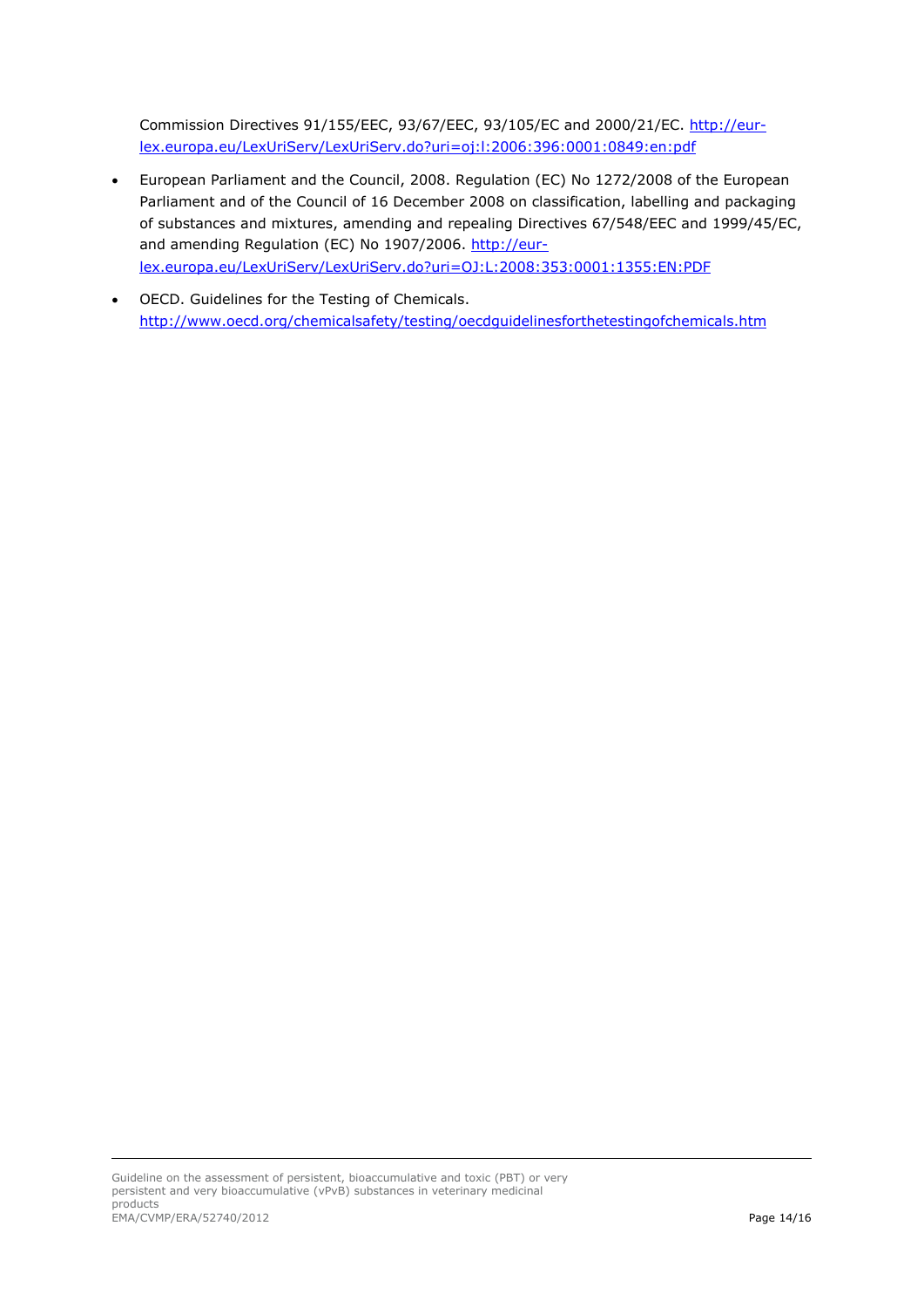Commission Directives 91/155/EEC, 93/67/EEC, 93/105/EC and 2000/21/EC. http://eur-lex.europa.eu/LexUriServ/LexUriServ.do?uri=oj:l:2006:396:0001:0849:en:pdf

- European Parliament and the Council, 2008. Regulation (EC) No 1272/2008 of the European Parliament and of the Council of 16 December 2008 on classification, labelling and packaging of substances and mixtures, amending and repealing Directives 67/548/EEC and 1999/45/EC, and amending Regulation (EC) No 1907/2006. http://eur-lex.europa.eu/LexUriServ/LexUriServ.do?uri=OJ:L:2008:353:0001:1355:EN:PDF
- OECD. Guidelines for the Testing of Chemicals. http://www.oecd.org/chemicalsafety/testing/oecdguidelinesforthetestingofchemicals.htm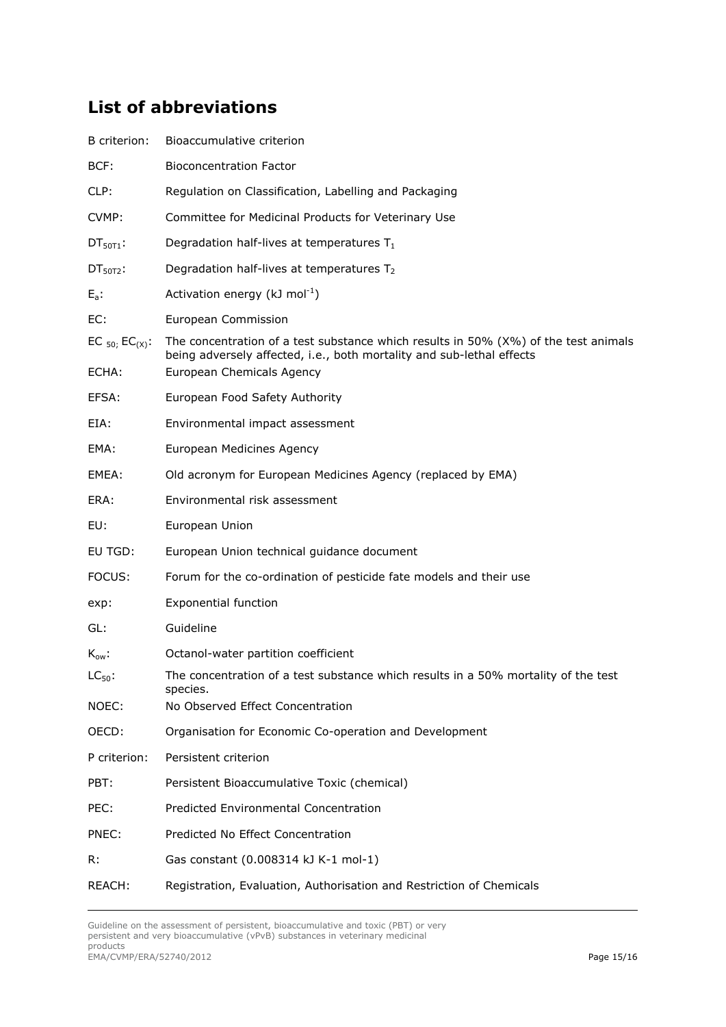## List of abbreviations

| | |
|---|---|
| B criterion: | Bioaccumulative criterion |
| BCF: | Bioconcentration Factor |
| CLP: | Regulation on Classification, Labelling and Packaging |
| CVMP: | Committee for Medicinal Products for Veterinary Use |
| $DT_{50T1}$: | Degradation half-lives at temperatures $T_1$ |
| $DT_{50T2}$: | Degradation half-lives at temperatures $T_2$ |
| $E_a$: | Activation energy (kJ $mol^{-1}$) |
| EC: | European Commission |
| $EC_{50}$; $EC_{(X)}$: | The concentration of a test substance which results in 50% (X%) of the test animals being adversely affected, i.e., both mortality and sub-lethal effects |
| ECHA: | European Chemicals Agency |
| EFSA: | European Food Safety Authority |
| EIA: | Environmental impact assessment |
| EMA: | European Medicines Agency |
| EMEA: | Old acronym for European Medicines Agency (replaced by EMA) |
| ERA: | Environmental risk assessment |
| EU: | European Union |
| EU TGD: | European Union technical guidance document |
| FOCUS: | Forum for the co-ordination of pesticide fate models and their use |
| exp: | Exponential function |
| GL: | Guideline |
| $K_{ow}$: | Octanol-water partition coefficient |
| $LC_{50}$: | The concentration of a test substance which results in a 50% mortality of the test species. |
| NOEC: | No Observed Effect Concentration |
| OECD: | Organisation for Economic Co-operation and Development |
| P criterion: | Persistent criterion |
| PBT: | Persistent Bioaccumulative Toxic (chemical) |
| PEC: | Predicted Environmental Concentration |
| PNEC: | Predicted No Effect Concentration |
| R: | Gas constant (0.008314 kJ K-1 mol-1) |
| REACH: | Registration, Evaluation, Authorisation and Restriction of Chemicals |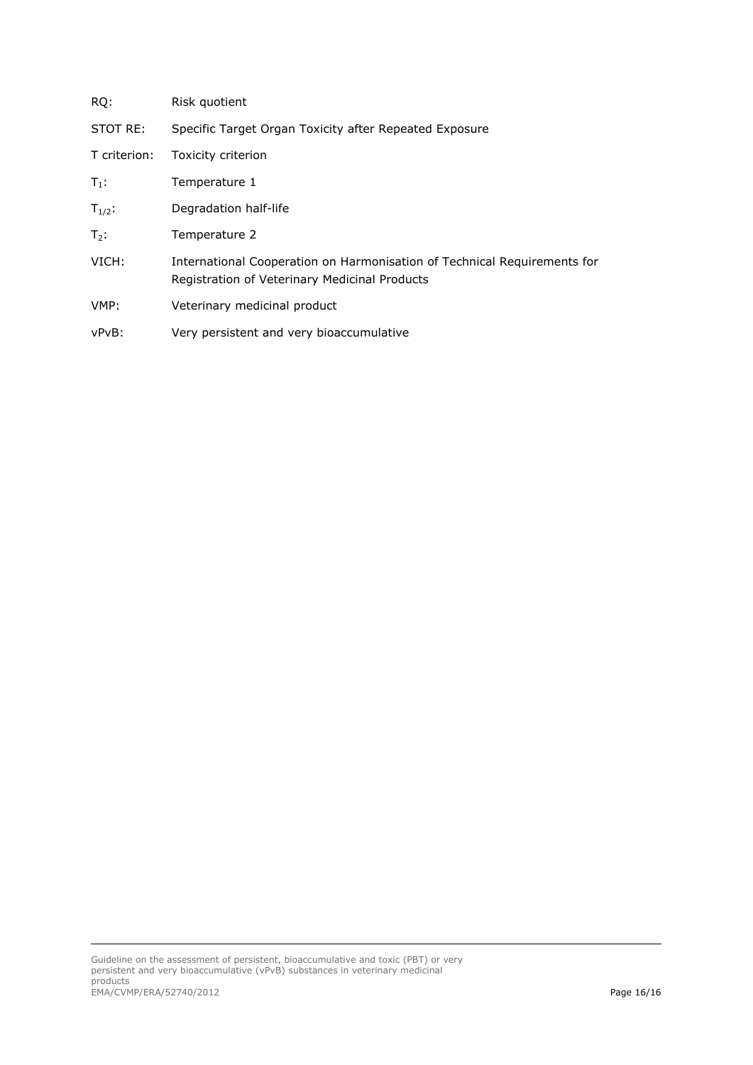| | |
|---|---|
| RQ: | Risk quotient |
| STOT RE: | Specific Target Organ Toxicity after Repeated Exposure |
| T criterion: | Toxicity criterion |
| $T_1$: | Temperature 1 |
| $T_{1/2}$: | Degradation half-life |
| $T_2$: | Temperature 2 |
| VICH: | International Cooperation on Harmonisation of Technical Requirements for Registration of Veterinary Medicinal Products |
| VMP: | Veterinary medicinal product |
| vPvB: | Very persistent and very bioaccumulative |